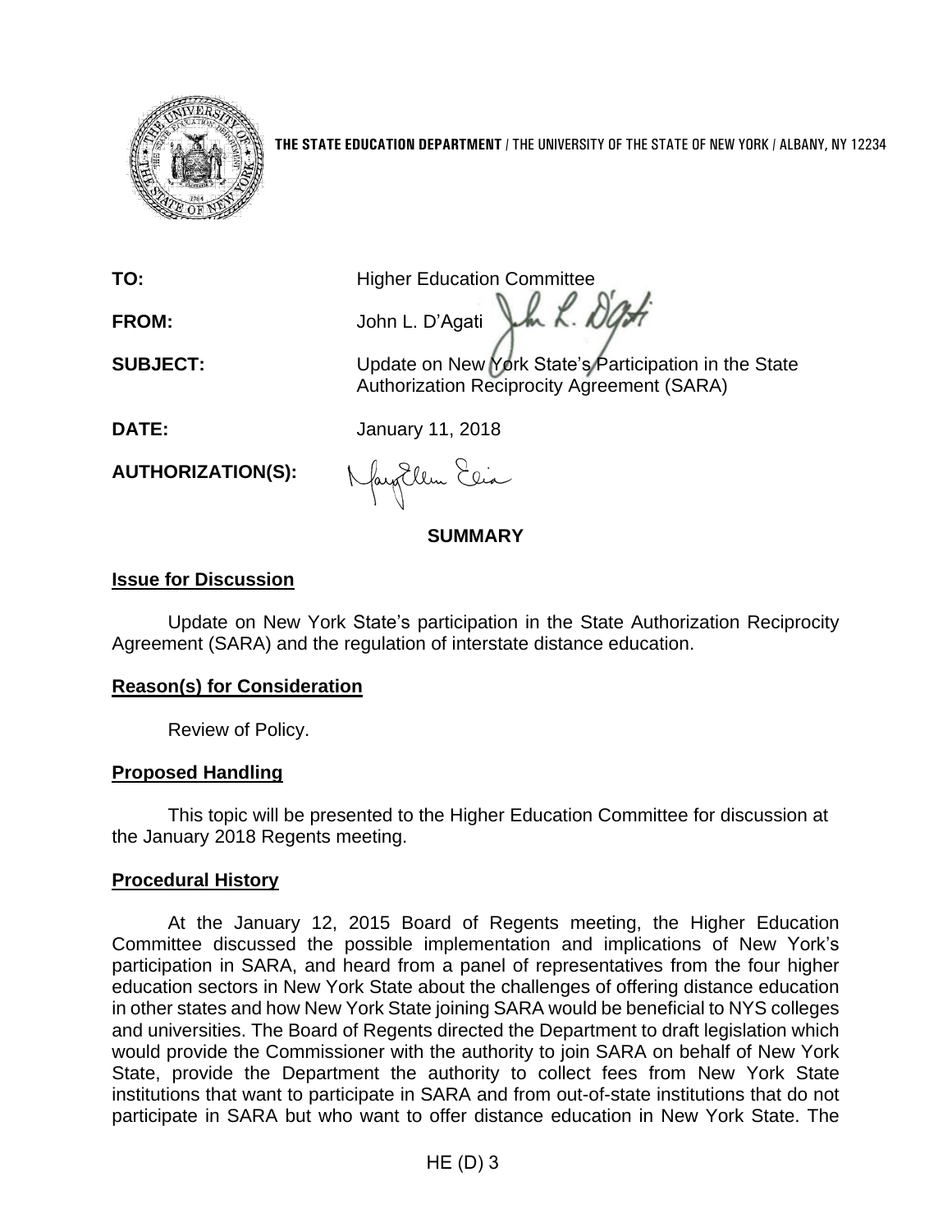**THE STATE EDUCATION DEPARTMENT** / THE UNIVERSITY OF THE STATE OF NEW YORK / ALBANY, NY 12234

**TO:** Higher Education Committee

**FROM:** John L. D'Agati

**SUBJECT:** Update on New York State's Participation in the State Authorization Reciprocity Agreement (SARA)

**DATE:** January 11, 2018

**AUTHORIZATION(S):**

## SUMMARY

### Issue for Discussion

Update on New York State's participation in the State Authorization Reciprocity Agreement (SARA) and the regulation of interstate distance education.

### Reason(s) for Consideration

Review of Policy.

### Proposed Handling

This topic will be presented to the Higher Education Committee for discussion at the January 2018 Regents meeting.

### Procedural History

At the January 12, 2015 Board of Regents meeting, the Higher Education Committee discussed the possible implementation and implications of New York's participation in SARA, and heard from a panel of representatives from the four higher education sectors in New York State about the challenges of offering distance education in other states and how New York State joining SARA would be beneficial to NYS colleges and universities. The Board of Regents directed the Department to draft legislation which would provide the Commissioner with the authority to join SARA on behalf of New York State, provide the Department the authority to collect fees from New York State institutions that want to participate in SARA and from out-of-state institutions that do not participate in SARA but who want to offer distance education in New York State. The

HE (D) 3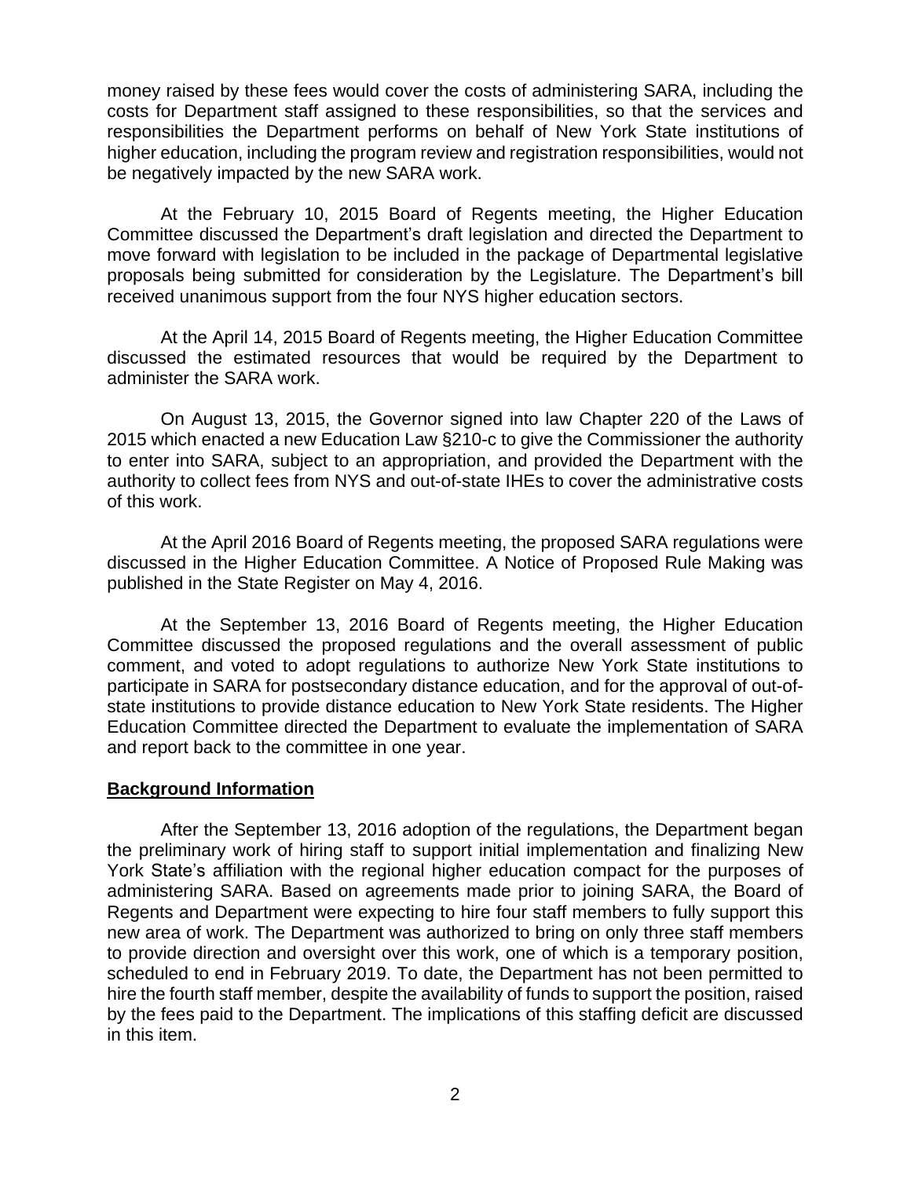money raised by these fees would cover the costs of administering SARA, including the costs for Department staff assigned to these responsibilities, so that the services and responsibilities the Department performs on behalf of New York State institutions of higher education, including the program review and registration responsibilities, would not be negatively impacted by the new SARA work.

At the February 10, 2015 Board of Regents meeting, the Higher Education Committee discussed the Department's draft legislation and directed the Department to move forward with legislation to be included in the package of Departmental legislative proposals being submitted for consideration by the Legislature. The Department's bill received unanimous support from the four NYS higher education sectors.

At the April 14, 2015 Board of Regents meeting, the Higher Education Committee discussed the estimated resources that would be required by the Department to administer the SARA work.

On August 13, 2015, the Governor signed into law Chapter 220 of the Laws of 2015 which enacted a new Education Law §210-c to give the Commissioner the authority to enter into SARA, subject to an appropriation, and provided the Department with the authority to collect fees from NYS and out-of-state IHEs to cover the administrative costs of this work.

At the April 2016 Board of Regents meeting, the proposed SARA regulations were discussed in the Higher Education Committee. A Notice of Proposed Rule Making was published in the State Register on May 4, 2016.

At the September 13, 2016 Board of Regents meeting, the Higher Education Committee discussed the proposed regulations and the overall assessment of public comment, and voted to adopt regulations to authorize New York State institutions to participate in SARA for postsecondary distance education, and for the approval of out-of-state institutions to provide distance education to New York State residents. The Higher Education Committee directed the Department to evaluate the implementation of SARA and report back to the committee in one year.

## Background Information

After the September 13, 2016 adoption of the regulations, the Department began the preliminary work of hiring staff to support initial implementation and finalizing New York State's affiliation with the regional higher education compact for the purposes of administering SARA. Based on agreements made prior to joining SARA, the Board of Regents and Department were expecting to hire four staff members to fully support this new area of work. The Department was authorized to bring on only three staff members to provide direction and oversight over this work, one of which is a temporary position, scheduled to end in February 2019. To date, the Department has not been permitted to hire the fourth staff member, despite the availability of funds to support the position, raised by the fees paid to the Department. The implications of this staffing deficit are discussed in this item.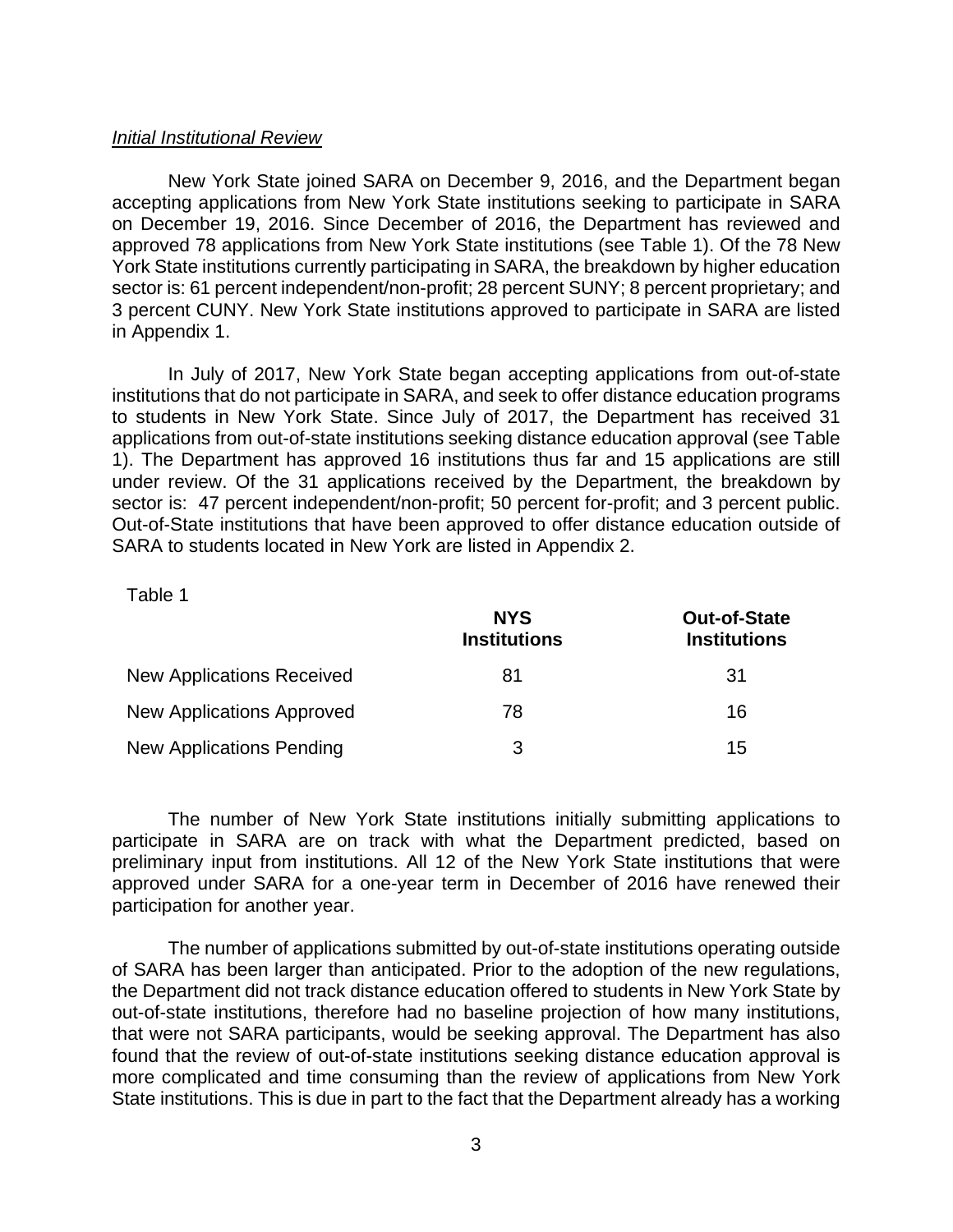*Initial Institutional Review*

New York State joined SARA on December 9, 2016, and the Department began accepting applications from New York State institutions seeking to participate in SARA on December 19, 2016. Since December of 2016, the Department has reviewed and approved 78 applications from New York State institutions (see Table 1). Of the 78 New York State institutions currently participating in SARA, the breakdown by higher education sector is: 61 percent independent/non-profit; 28 percent SUNY; 8 percent proprietary; and 3 percent CUNY. New York State institutions approved to participate in SARA are listed in Appendix 1.

In July of 2017, New York State began accepting applications from out-of-state institutions that do not participate in SARA, and seek to offer distance education programs to students in New York State. Since July of 2017, the Department has received 31 applications from out-of-state institutions seeking distance education approval (see Table 1). The Department has approved 16 institutions thus far and 15 applications are still under review. Of the 31 applications received by the Department, the breakdown by sector is: 47 percent independent/non-profit; 50 percent for-profit; and 3 percent public. Out-of-State institutions that have been approved to offer distance education outside of SARA to students located in New York are listed in Appendix 2.

Table 1

| | NYS Institutions | Out-of-State Institutions |
|---|---|---|
| New Applications Received | 81 | 31 |
| New Applications Approved | 78 | 16 |
| New Applications Pending | 3 | 15 |

The number of New York State institutions initially submitting applications to participate in SARA are on track with what the Department predicted, based on preliminary input from institutions. All 12 of the New York State institutions that were approved under SARA for a one-year term in December of 2016 have renewed their participation for another year.

The number of applications submitted by out-of-state institutions operating outside of SARA has been larger than anticipated. Prior to the adoption of the new regulations, the Department did not track distance education offered to students in New York State by out-of-state institutions, therefore had no baseline projection of how many institutions, that were not SARA participants, would be seeking approval. The Department has also found that the review of out-of-state institutions seeking distance education approval is more complicated and time consuming than the review of applications from New York State institutions. This is due in part to the fact that the Department already has a working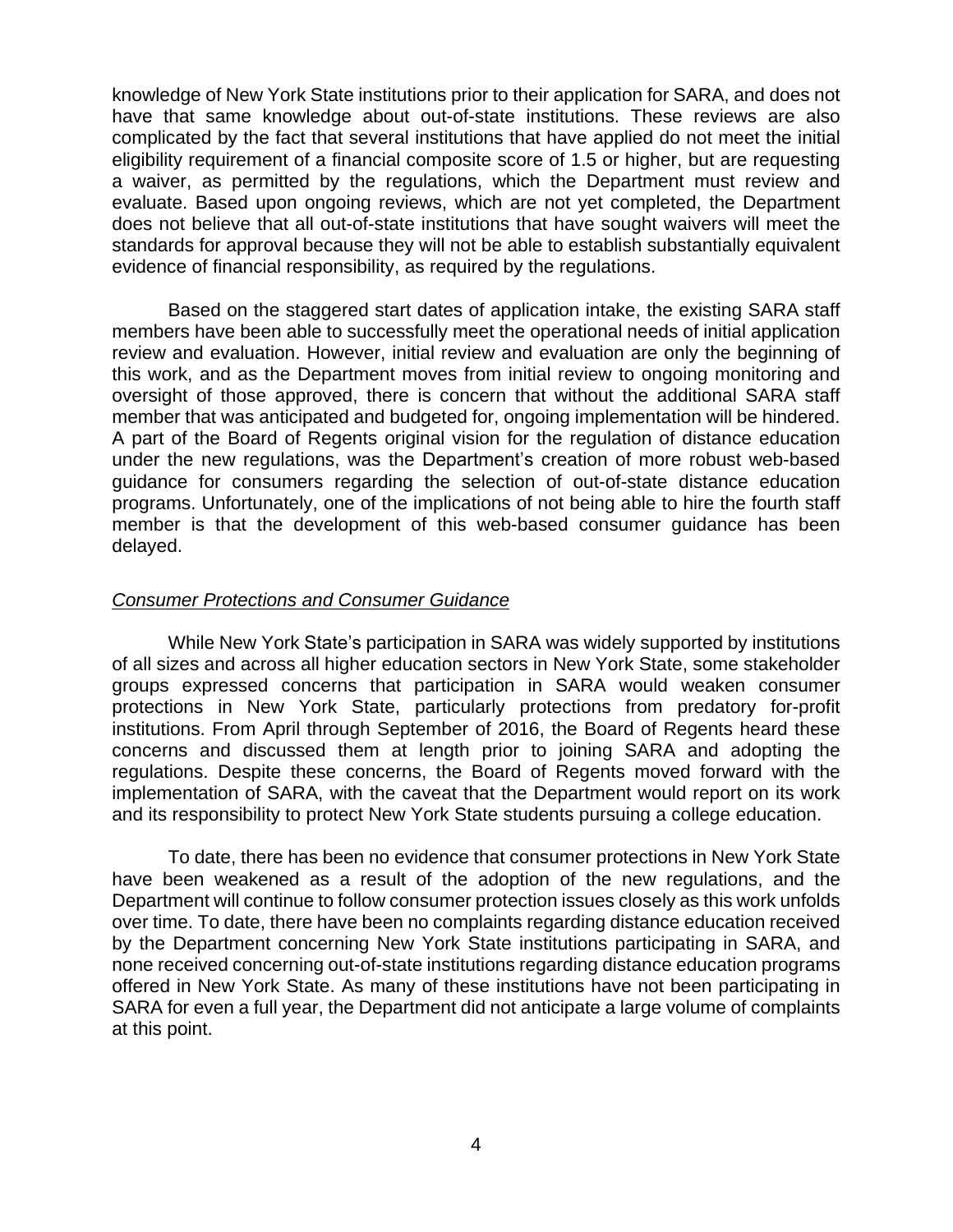knowledge of New York State institutions prior to their application for SARA, and does not have that same knowledge about out-of-state institutions. These reviews are also complicated by the fact that several institutions that have applied do not meet the initial eligibility requirement of a financial composite score of 1.5 or higher, but are requesting a waiver, as permitted by the regulations, which the Department must review and evaluate. Based upon ongoing reviews, which are not yet completed, the Department does not believe that all out-of-state institutions that have sought waivers will meet the standards for approval because they will not be able to establish substantially equivalent evidence of financial responsibility, as required by the regulations.

Based on the staggered start dates of application intake, the existing SARA staff members have been able to successfully meet the operational needs of initial application review and evaluation. However, initial review and evaluation are only the beginning of this work, and as the Department moves from initial review to ongoing monitoring and oversight of those approved, there is concern that without the additional SARA staff member that was anticipated and budgeted for, ongoing implementation will be hindered. A part of the Board of Regents original vision for the regulation of distance education under the new regulations, was the Department's creation of more robust web-based guidance for consumers regarding the selection of out-of-state distance education programs. Unfortunately, one of the implications of not being able to hire the fourth staff member is that the development of this web-based consumer guidance has been delayed.

*Consumer Protections and Consumer Guidance*

While New York State's participation in SARA was widely supported by institutions of all sizes and across all higher education sectors in New York State, some stakeholder groups expressed concerns that participation in SARA would weaken consumer protections in New York State, particularly protections from predatory for-profit institutions. From April through September of 2016, the Board of Regents heard these concerns and discussed them at length prior to joining SARA and adopting the regulations. Despite these concerns, the Board of Regents moved forward with the implementation of SARA, with the caveat that the Department would report on its work and its responsibility to protect New York State students pursuing a college education.

To date, there has been no evidence that consumer protections in New York State have been weakened as a result of the adoption of the new regulations, and the Department will continue to follow consumer protection issues closely as this work unfolds over time. To date, there have been no complaints regarding distance education received by the Department concerning New York State institutions participating in SARA, and none received concerning out-of-state institutions regarding distance education programs offered in New York State. As many of these institutions have not been participating in SARA for even a full year, the Department did not anticipate a large volume of complaints at this point.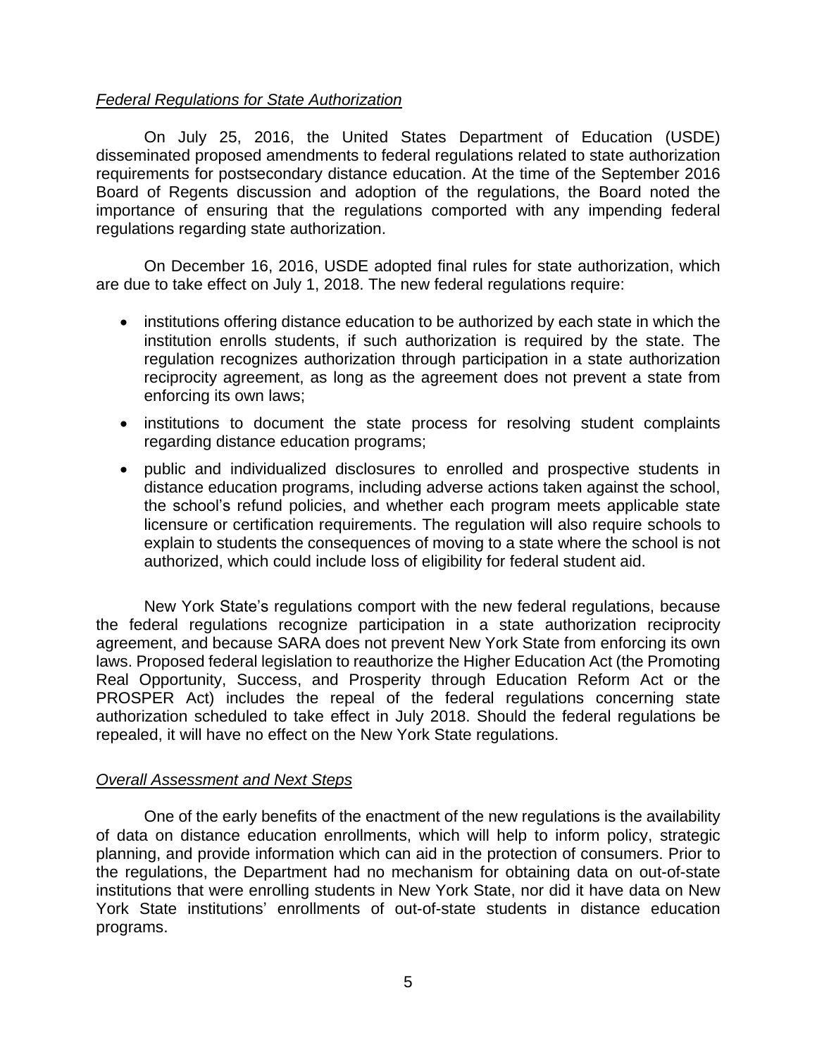*Federal Regulations for State Authorization*

On July 25, 2016, the United States Department of Education (USDE) disseminated proposed amendments to federal regulations related to state authorization requirements for postsecondary distance education. At the time of the September 2016 Board of Regents discussion and adoption of the regulations, the Board noted the importance of ensuring that the regulations comported with any impending federal regulations regarding state authorization.

On December 16, 2016, USDE adopted final rules for state authorization, which are due to take effect on July 1, 2018. The new federal regulations require:

- institutions offering distance education to be authorized by each state in which the institution enrolls students, if such authorization is required by the state. The regulation recognizes authorization through participation in a state authorization reciprocity agreement, as long as the agreement does not prevent a state from enforcing its own laws;
- institutions to document the state process for resolving student complaints regarding distance education programs;
- public and individualized disclosures to enrolled and prospective students in distance education programs, including adverse actions taken against the school, the school's refund policies, and whether each program meets applicable state licensure or certification requirements. The regulation will also require schools to explain to students the consequences of moving to a state where the school is not authorized, which could include loss of eligibility for federal student aid.

New York State's regulations comport with the new federal regulations, because the federal regulations recognize participation in a state authorization reciprocity agreement, and because SARA does not prevent New York State from enforcing its own laws. Proposed federal legislation to reauthorize the Higher Education Act (the Promoting Real Opportunity, Success, and Prosperity through Education Reform Act or the PROSPER Act) includes the repeal of the federal regulations concerning state authorization scheduled to take effect in July 2018. Should the federal regulations be repealed, it will have no effect on the New York State regulations.

*Overall Assessment and Next Steps*

One of the early benefits of the enactment of the new regulations is the availability of data on distance education enrollments, which will help to inform policy, strategic planning, and provide information which can aid in the protection of consumers. Prior to the regulations, the Department had no mechanism for obtaining data on out-of-state institutions that were enrolling students in New York State, nor did it have data on New York State institutions' enrollments of out-of-state students in distance education programs.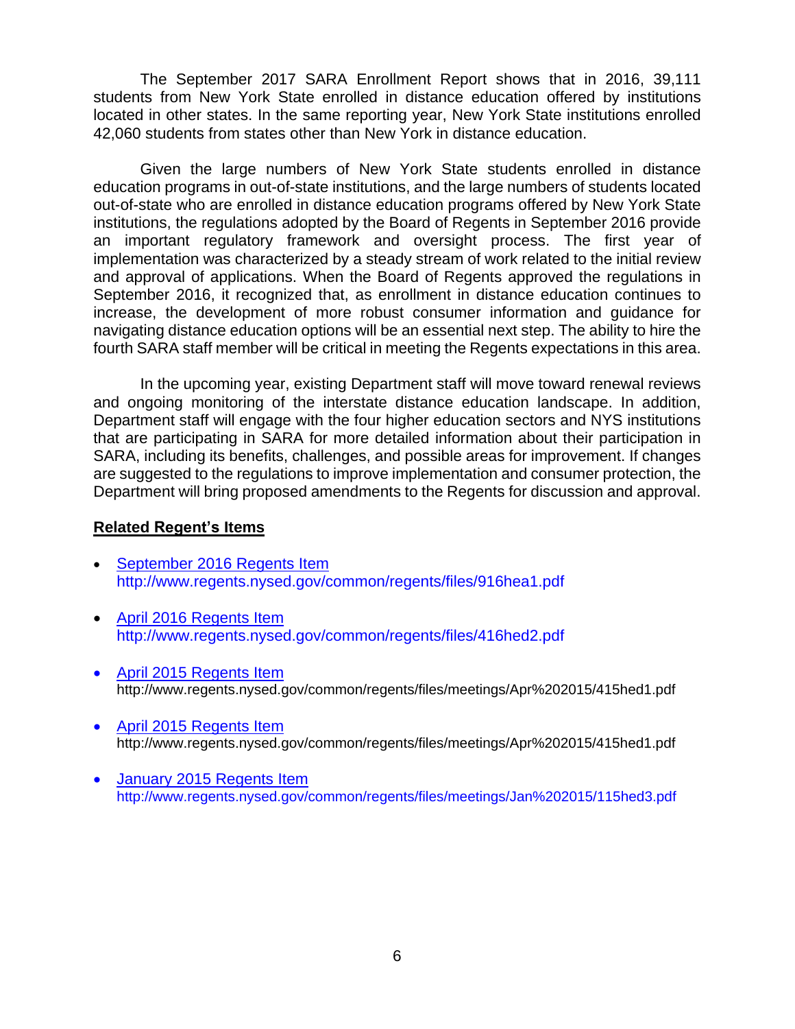The September 2017 SARA Enrollment Report shows that in 2016, 39,111 students from New York State enrolled in distance education offered by institutions located in other states. In the same reporting year, New York State institutions enrolled 42,060 students from states other than New York in distance education.

Given the large numbers of New York State students enrolled in distance education programs in out-of-state institutions, and the large numbers of students located out-of-state who are enrolled in distance education programs offered by New York State institutions, the regulations adopted by the Board of Regents in September 2016 provide an important regulatory framework and oversight process. The first year of implementation was characterized by a steady stream of work related to the initial review and approval of applications. When the Board of Regents approved the regulations in September 2016, it recognized that, as enrollment in distance education continues to increase, the development of more robust consumer information and guidance for navigating distance education options will be an essential next step. The ability to hire the fourth SARA staff member will be critical in meeting the Regents expectations in this area.

In the upcoming year, existing Department staff will move toward renewal reviews and ongoing monitoring of the interstate distance education landscape. In addition, Department staff will engage with the four higher education sectors and NYS institutions that are participating in SARA for more detailed information about their participation in SARA, including its benefits, challenges, and possible areas for improvement. If changes are suggested to the regulations to improve implementation and consumer protection, the Department will bring proposed amendments to the Regents for discussion and approval.

**Related Regent's Items**

- September 2016 Regents Item
  http://www.regents.nysed.gov/common/regents/files/916hea1.pdf

- April 2016 Regents Item
  http://www.regents.nysed.gov/common/regents/files/416hed2.pdf

- April 2015 Regents Item
  http://www.regents.nysed.gov/common/regents/files/meetings/Apr%202015/415hed1.pdf

- April 2015 Regents Item
  http://www.regents.nysed.gov/common/regents/files/meetings/Apr%202015/415hed1.pdf

- January 2015 Regents Item
  http://www.regents.nysed.gov/common/regents/files/meetings/Jan%202015/115hed3.pdf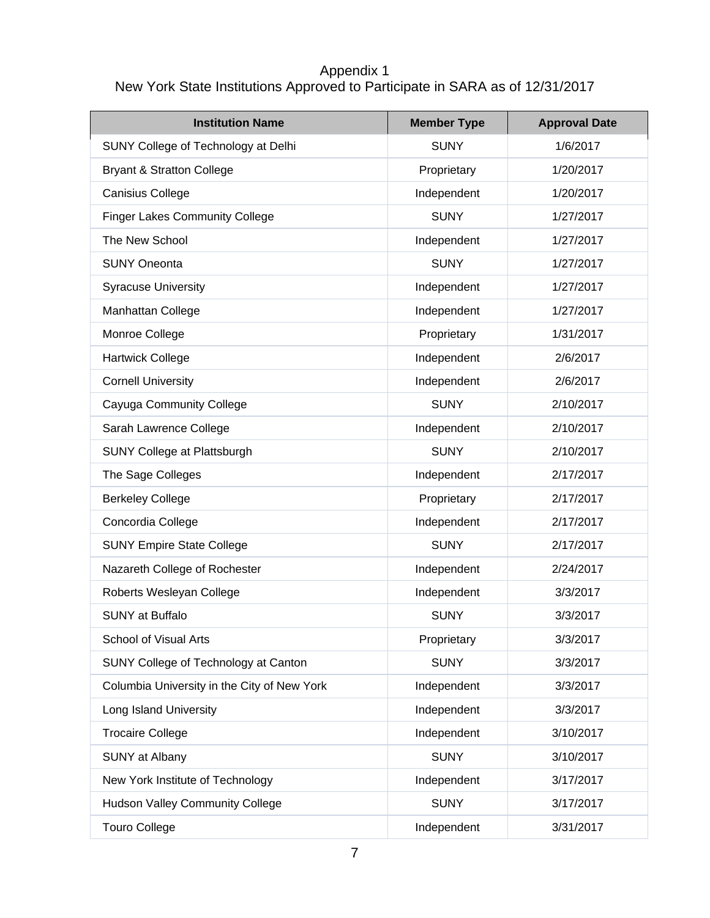# Appendix 1
## New York State Institutions Approved to Participate in SARA as of 12/31/2017

| Institution Name | Member Type | Approval Date |
|---|---|---|
| SUNY College of Technology at Delhi | SUNY | 1/6/2017 |
| Bryant & Stratton College | Proprietary | 1/20/2017 |
| Canisius College | Independent | 1/20/2017 |
| Finger Lakes Community College | SUNY | 1/27/2017 |
| The New School | Independent | 1/27/2017 |
| SUNY Oneonta | SUNY | 1/27/2017 |
| Syracuse University | Independent | 1/27/2017 |
| Manhattan College | Independent | 1/27/2017 |
| Monroe College | Proprietary | 1/31/2017 |
| Hartwick College | Independent | 2/6/2017 |
| Cornell University | Independent | 2/6/2017 |
| Cayuga Community College | SUNY | 2/10/2017 |
| Sarah Lawrence College | Independent | 2/10/2017 |
| SUNY College at Plattsburgh | SUNY | 2/10/2017 |
| The Sage Colleges | Independent | 2/17/2017 |
| Berkeley College | Proprietary | 2/17/2017 |
| Concordia College | Independent | 2/17/2017 |
| SUNY Empire State College | SUNY | 2/17/2017 |
| Nazareth College of Rochester | Independent | 2/24/2017 |
| Roberts Wesleyan College | Independent | 3/3/2017 |
| SUNY at Buffalo | SUNY | 3/3/2017 |
| School of Visual Arts | Proprietary | 3/3/2017 |
| SUNY College of Technology at Canton | SUNY | 3/3/2017 |
| Columbia University in the City of New York | Independent | 3/3/2017 |
| Long Island University | Independent | 3/3/2017 |
| Trocaire College | Independent | 3/10/2017 |
| SUNY at Albany | SUNY | 3/10/2017 |
| New York Institute of Technology | Independent | 3/17/2017 |
| Hudson Valley Community College | SUNY | 3/17/2017 |
| Touro College | Independent | 3/31/2017 |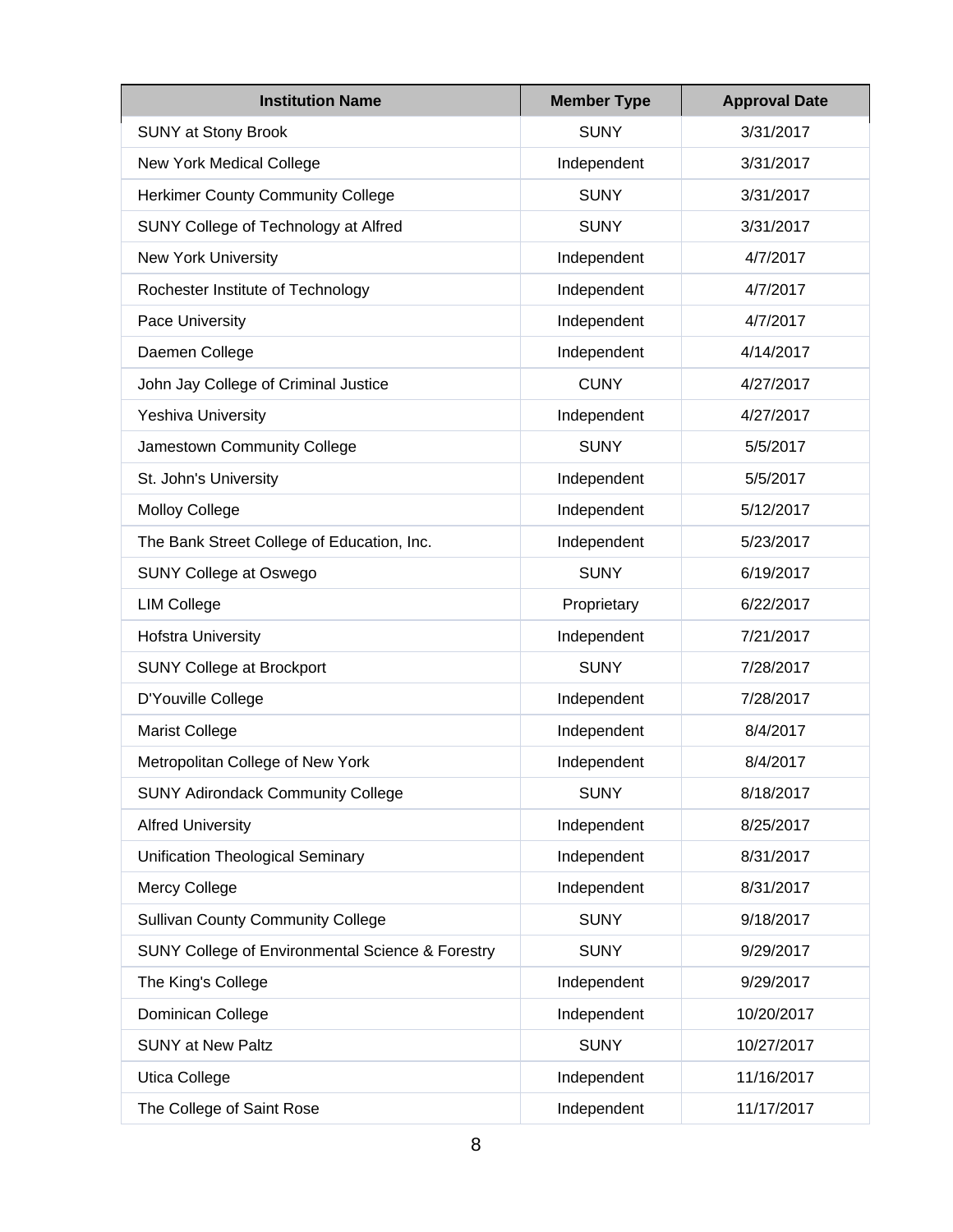| Institution Name | Member Type | Approval Date |
| --- | --- | --- |
| SUNY at Stony Brook | SUNY | 3/31/2017 |
| New York Medical College | Independent | 3/31/2017 |
| Herkimer County Community College | SUNY | 3/31/2017 |
| SUNY College of Technology at Alfred | SUNY | 3/31/2017 |
| New York University | Independent | 4/7/2017 |
| Rochester Institute of Technology | Independent | 4/7/2017 |
| Pace University | Independent | 4/7/2017 |
| Daemen College | Independent | 4/14/2017 |
| John Jay College of Criminal Justice | CUNY | 4/27/2017 |
| Yeshiva University | Independent | 4/27/2017 |
| Jamestown Community College | SUNY | 5/5/2017 |
| St. John's University | Independent | 5/5/2017 |
| Molloy College | Independent | 5/12/2017 |
| The Bank Street College of Education, Inc. | Independent | 5/23/2017 |
| SUNY College at Oswego | SUNY | 6/19/2017 |
| LIM College | Proprietary | 6/22/2017 |
| Hofstra University | Independent | 7/21/2017 |
| SUNY College at Brockport | SUNY | 7/28/2017 |
| D'Youville College | Independent | 7/28/2017 |
| Marist College | Independent | 8/4/2017 |
| Metropolitan College of New York | Independent | 8/4/2017 |
| SUNY Adirondack Community College | SUNY | 8/18/2017 |
| Alfred University | Independent | 8/25/2017 |
| Unification Theological Seminary | Independent | 8/31/2017 |
| Mercy College | Independent | 8/31/2017 |
| Sullivan County Community College | SUNY | 9/18/2017 |
| SUNY College of Environmental Science & Forestry | SUNY | 9/29/2017 |
| The King's College | Independent | 9/29/2017 |
| Dominican College | Independent | 10/20/2017 |
| SUNY at New Paltz | SUNY | 10/27/2017 |
| Utica College | Independent | 11/16/2017 |
| The College of Saint Rose | Independent | 11/17/2017 |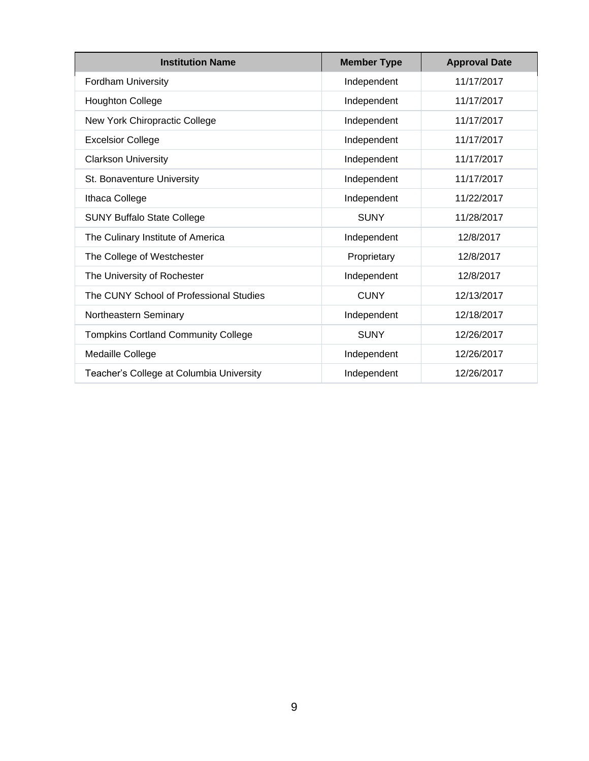| Institution Name | Member Type | Approval Date |
| --- | --- | --- |
| Fordham University | Independent | 11/17/2017 |
| Houghton College | Independent | 11/17/2017 |
| New York Chiropractic College | Independent | 11/17/2017 |
| Excelsior College | Independent | 11/17/2017 |
| Clarkson University | Independent | 11/17/2017 |
| St. Bonaventure University | Independent | 11/17/2017 |
| Ithaca College | Independent | 11/22/2017 |
| SUNY Buffalo State College | SUNY | 11/28/2017 |
| The Culinary Institute of America | Independent | 12/8/2017 |
| The College of Westchester | Proprietary | 12/8/2017 |
| The University of Rochester | Independent | 12/8/2017 |
| The CUNY School of Professional Studies | CUNY | 12/13/2017 |
| Northeastern Seminary | Independent | 12/18/2017 |
| Tompkins Cortland Community College | SUNY | 12/26/2017 |
| Medaille College | Independent | 12/26/2017 |
| Teacher’s College at Columbia University | Independent | 12/26/2017 |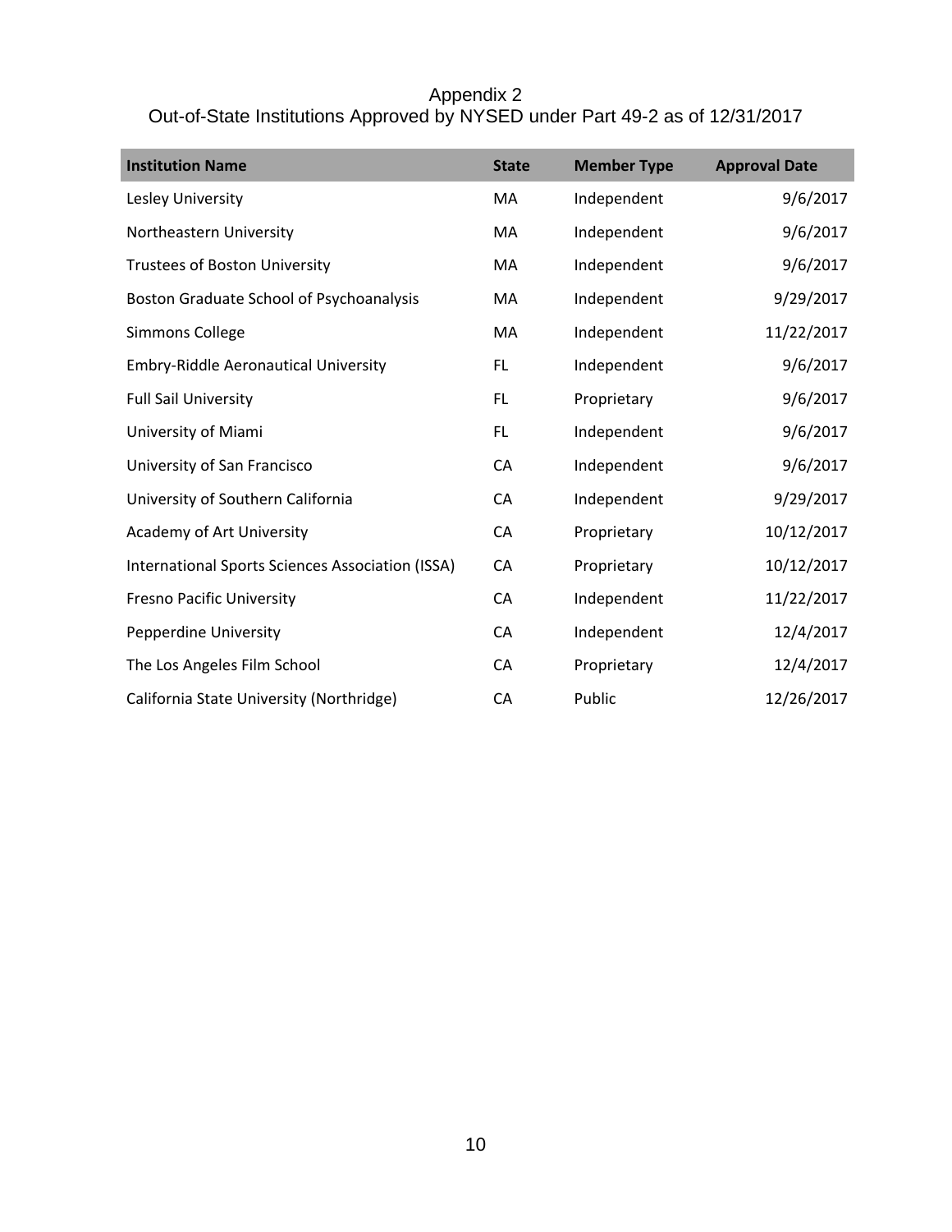# Appendix 2

## Out-of-State Institutions Approved by NYSED under Part 49-2 as of 12/31/2017

| Institution Name | State | Member Type | Approval Date |
|---|---|---|---|
| Lesley University | MA | Independent | 9/6/2017 |
| Northeastern University | MA | Independent | 9/6/2017 |
| Trustees of Boston University | MA | Independent | 9/6/2017 |
| Boston Graduate School of Psychoanalysis | MA | Independent | 9/29/2017 |
| Simmons College | MA | Independent | 11/22/2017 |
| Embry-Riddle Aeronautical University | FL | Independent | 9/6/2017 |
| Full Sail University | FL | Proprietary | 9/6/2017 |
| University of Miami | FL | Independent | 9/6/2017 |
| University of San Francisco | CA | Independent | 9/6/2017 |
| University of Southern California | CA | Independent | 9/29/2017 |
| Academy of Art University | CA | Proprietary | 10/12/2017 |
| International Sports Sciences Association (ISSA) | CA | Proprietary | 10/12/2017 |
| Fresno Pacific University | CA | Independent | 11/22/2017 |
| Pepperdine University | CA | Independent | 12/4/2017 |
| The Los Angeles Film School | CA | Proprietary | 12/4/2017 |
| California State University (Northridge) | CA | Public | 12/26/2017 |